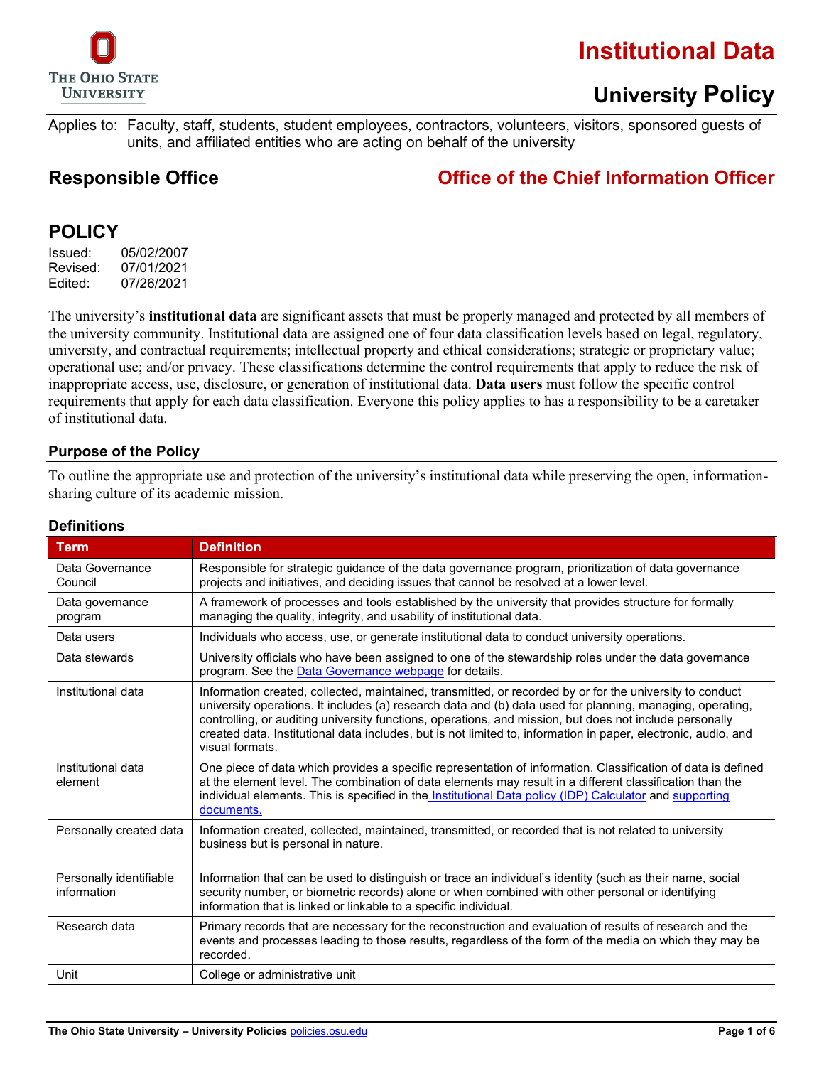# Institutional Data

## University Policy

Applies to: Faculty, staff, students, student employees, contractors, volunteers, visitors, sponsored guests of units, and affiliated entities who are acting on behalf of the university

## Responsible Office — Office of the Chief Information Officer

## POLICY

Issued: 05/02/2007
Revised: 07/01/2021
Edited: 07/26/2021

The university's **institutional data** are significant assets that must be properly managed and protected by all members of the university community. Institutional data are assigned one of four data classification levels based on legal, regulatory, university, and contractual requirements; intellectual property and ethical considerations; strategic or proprietary value; operational use; and/or privacy. These classifications determine the control requirements that apply to reduce the risk of inappropriate access, use, disclosure, or generation of institutional data. **Data users** must follow the specific control requirements that apply for each data classification. Everyone this policy applies to has a responsibility to be a caretaker of institutional data.

### Purpose of the Policy

To outline the appropriate use and protection of the university's institutional data while preserving the open, information-sharing culture of its academic mission.

### Definitions

| Term | Definition |
|---|---|
| Data Governance Council | Responsible for strategic guidance of the data governance program, prioritization of data governance projects and initiatives, and deciding issues that cannot be resolved at a lower level. |
| Data governance program | A framework of processes and tools established by the university that provides structure for formally managing the quality, integrity, and usability of institutional data. |
| Data users | Individuals who access, use, or generate institutional data to conduct university operations. |
| Data stewards | University officials who have been assigned to one of the stewardship roles under the data governance program. See the Data Governance webpage for details. |
| Institutional data | Information created, collected, maintained, transmitted, or recorded by or for the university to conduct university operations. It includes (a) research data and (b) data used for planning, managing, operating, controlling, or auditing university functions, operations, and mission, but does not include personally created data. Institutional data includes, but is not limited to, information in paper, electronic, audio, and visual formats. |
| Institutional data element | One piece of data which provides a specific representation of information. Classification of data is defined at the element level. The combination of data elements may result in a different classification than the individual elements. This is specified in the Institutional Data policy (IDP) Calculator and supporting documents. |
| Personally created data | Information created, collected, maintained, transmitted, or recorded that is not related to university business but is personal in nature. |
| Personally identifiable information | Information that can be used to distinguish or trace an individual's identity (such as their name, social security number, or biometric records) alone or when combined with other personal or identifying information that is linked or linkable to a specific individual. |
| Research data | Primary records that are necessary for the reconstruction and evaluation of results of research and the events and processes leading to those results, regardless of the form of the media on which they may be recorded. |
| Unit | College or administrative unit |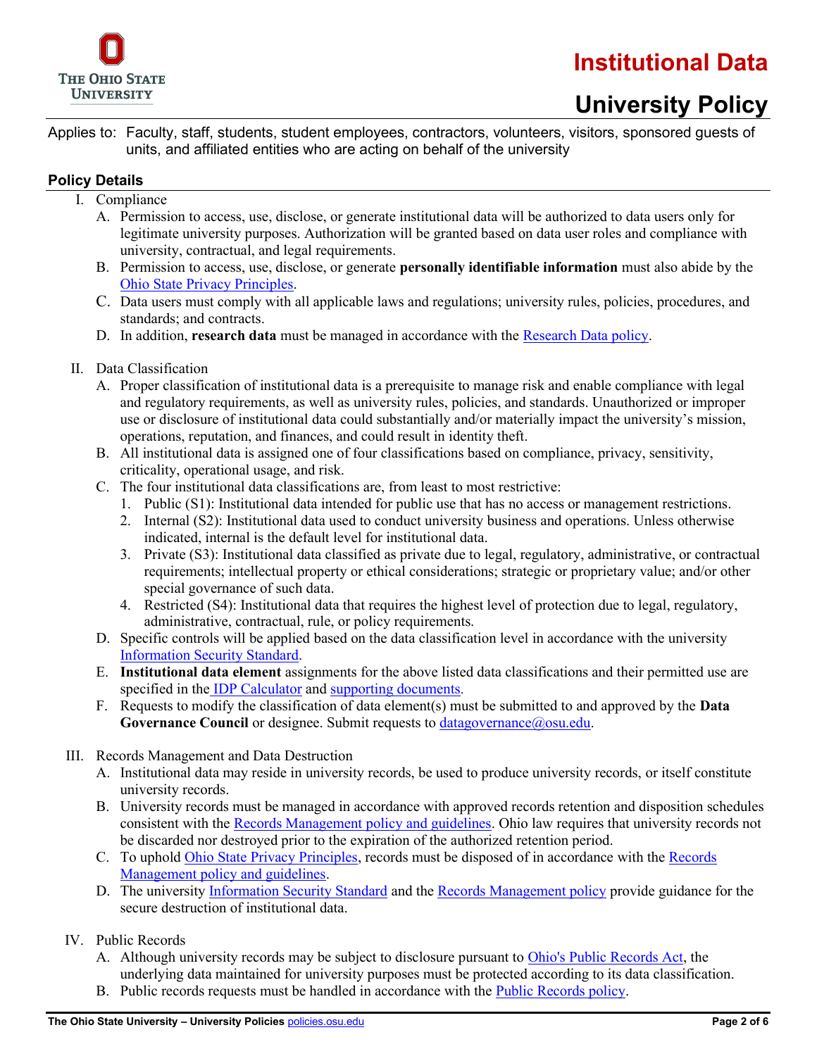# Institutional Data

# University Policy

Applies to: Faculty, staff, students, student employees, contractors, volunteers, visitors, sponsored guests of units, and affiliated entities who are acting on behalf of the university

## Policy Details

I. Compliance

   A. Permission to access, use, disclose, or generate institutional data will be authorized to data users only for legitimate university purposes. Authorization will be granted based on data user roles and compliance with university, contractual, and legal requirements.

   B. Permission to access, use, disclose, or generate **personally identifiable information** must also abide by the Ohio State Privacy Principles.

   C. Data users must comply with all applicable laws and regulations; university rules, policies, procedures, and standards; and contracts.

   D. In addition, **research data** must be managed in accordance with the Research Data policy.

II. Data Classification

   A. Proper classification of institutional data is a prerequisite to manage risk and enable compliance with legal and regulatory requirements, as well as university rules, policies, and standards. Unauthorized or improper use or disclosure of institutional data could substantially and/or materially impact the university's mission, operations, reputation, and finances, and could result in identity theft.

   B. All institutional data is assigned one of four classifications based on compliance, privacy, sensitivity, criticality, operational usage, and risk.

   C. The four institutional data classifications are, from least to most restrictive:

      1. Public (S1): Institutional data intended for public use that has no access or management restrictions.
      2. Internal (S2): Institutional data used to conduct university business and operations. Unless otherwise indicated, internal is the default level for institutional data.
      3. Private (S3): Institutional data classified as private due to legal, regulatory, administrative, or contractual requirements; intellectual property or ethical considerations; strategic or proprietary value; and/or other special governance of such data.
      4. Restricted (S4): Institutional data that requires the highest level of protection due to legal, regulatory, administrative, contractual, rule, or policy requirements.

   D. Specific controls will be applied based on the data classification level in accordance with the university Information Security Standard.

   E. **Institutional data element** assignments for the above listed data classifications and their permitted use are specified in the IDP Calculator and supporting documents.

   F. Requests to modify the classification of data element(s) must be submitted to and approved by the **Data Governance Council** or designee. Submit requests to datagovernance@osu.edu.

III. Records Management and Data Destruction

   A. Institutional data may reside in university records, be used to produce university records, or itself constitute university records.

   B. University records must be managed in accordance with approved records retention and disposition schedules consistent with the Records Management policy and guidelines. Ohio law requires that university records not be discarded nor destroyed prior to the expiration of the authorized retention period.

   C. To uphold Ohio State Privacy Principles, records must be disposed of in accordance with the Records Management policy and guidelines.

   D. The university Information Security Standard and the Records Management policy provide guidance for the secure destruction of institutional data.

IV. Public Records

   A. Although university records may be subject to disclosure pursuant to Ohio's Public Records Act, the underlying data maintained for university purposes must be protected according to its data classification.

   B. Public records requests must be handled in accordance with the Public Records policy.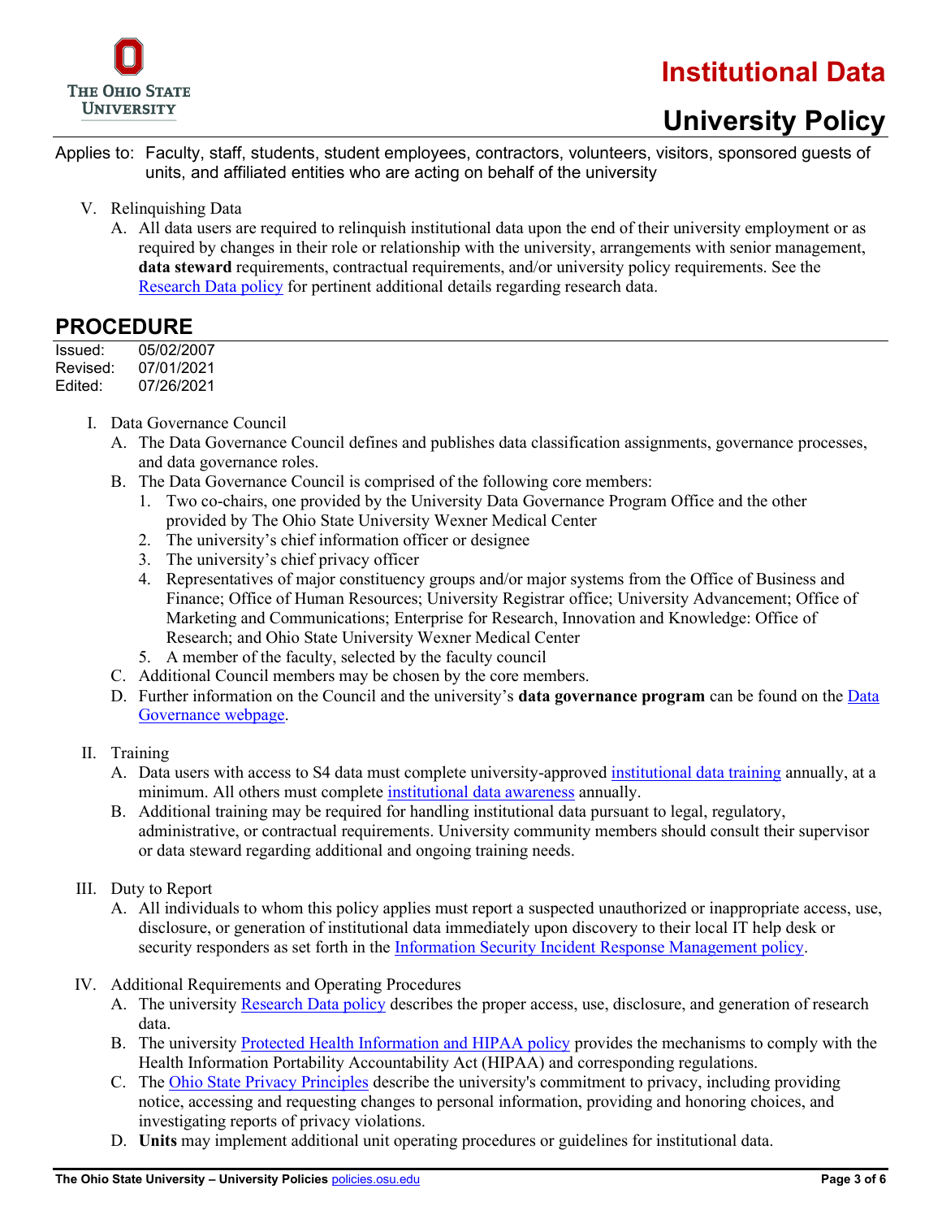V. Relinquishing Data
   A. All data users are required to relinquish institutional data upon the end of their university employment or as required by changes in their role or relationship with the university, arrangements with senior management, **data steward** requirements, contractual requirements, and/or university policy requirements. See the Research Data policy for pertinent additional details regarding research data.

## PROCEDURE

Issued: 05/02/2007
Revised: 07/01/2021
Edited: 07/26/2021

I. Data Governance Council
   A. The Data Governance Council defines and publishes data classification assignments, governance processes, and data governance roles.
   B. The Data Governance Council is comprised of the following core members:
      1. Two co-chairs, one provided by the University Data Governance Program Office and the other provided by The Ohio State University Wexner Medical Center
      2. The university's chief information officer or designee
      3. The university's chief privacy officer
      4. Representatives of major constituency groups and/or major systems from the Office of Business and Finance; Office of Human Resources; University Registrar office; University Advancement; Office of Marketing and Communications; Enterprise for Research, Innovation and Knowledge: Office of Research; and Ohio State University Wexner Medical Center
      5. A member of the faculty, selected by the faculty council
   C. Additional Council members may be chosen by the core members.
   D. Further information on the Council and the university's **data governance program** can be found on the Data Governance webpage.

II. Training
   A. Data users with access to S4 data must complete university-approved institutional data training annually, at a minimum. All others must complete institutional data awareness annually.
   B. Additional training may be required for handling institutional data pursuant to legal, regulatory, administrative, or contractual requirements. University community members should consult their supervisor or data steward regarding additional and ongoing training needs.

III. Duty to Report
   A. All individuals to whom this policy applies must report a suspected unauthorized or inappropriate access, use, disclosure, or generation of institutional data immediately upon discovery to their local IT help desk or security responders as set forth in the Information Security Incident Response Management policy.

IV. Additional Requirements and Operating Procedures
   A. The university Research Data policy describes the proper access, use, disclosure, and generation of research data.
   B. The university Protected Health Information and HIPAA policy provides the mechanisms to comply with the Health Information Portability Accountability Act (HIPAA) and corresponding regulations.
   C. The Ohio State Privacy Principles describe the university's commitment to privacy, including providing notice, accessing and requesting changes to personal information, providing and honoring choices, and investigating reports of privacy violations.
   D. **Units** may implement additional unit operating procedures or guidelines for institutional data.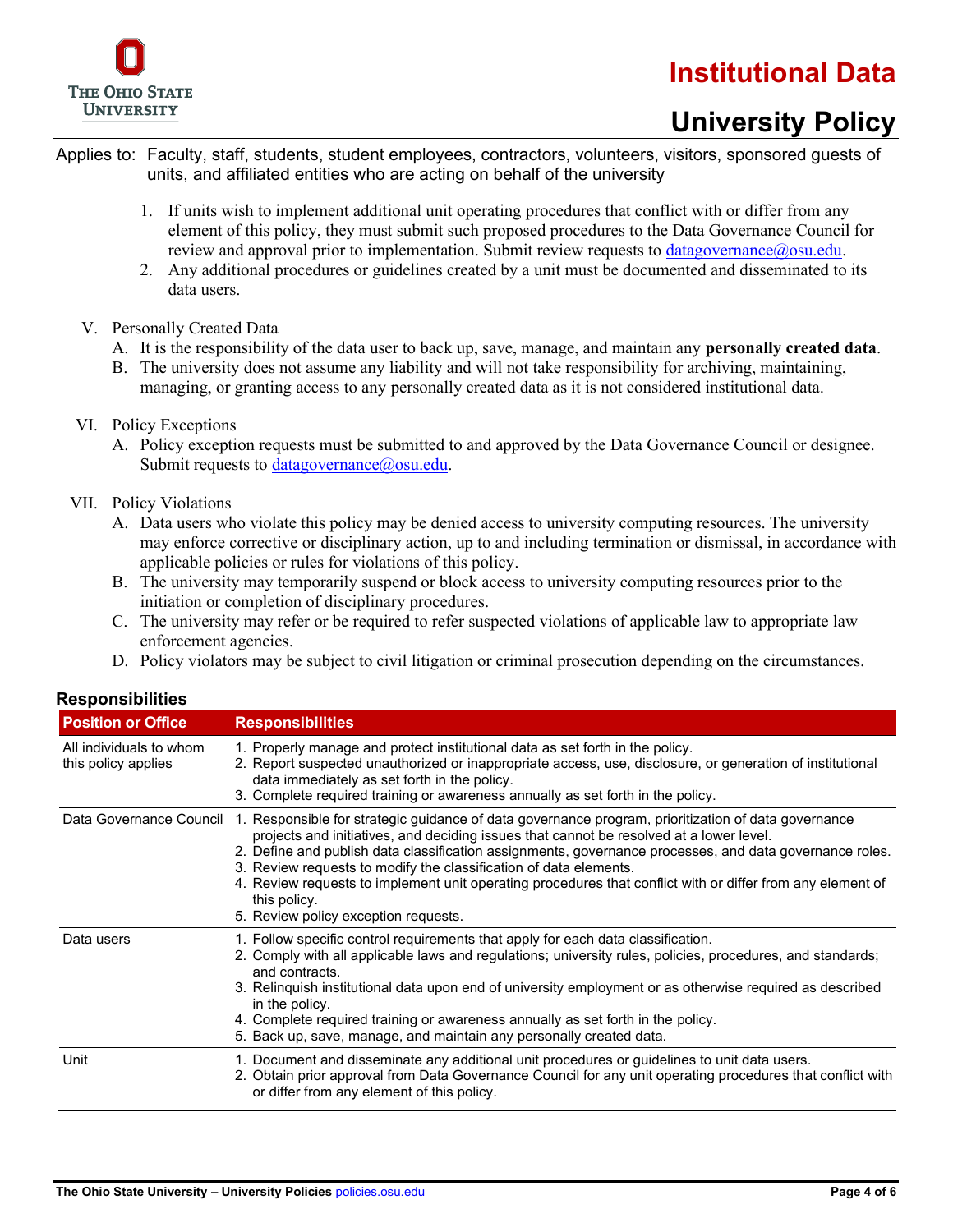1. If units wish to implement additional unit operating procedures that conflict with or differ from any element of this policy, they must submit such proposed procedures to the Data Governance Council for review and approval prior to implementation. Submit review requests to datagovernance@osu.edu.
2. Any additional procedures or guidelines created by a unit must be documented and disseminated to its data users.

V. Personally Created Data
   A. It is the responsibility of the data user to back up, save, manage, and maintain any **personally created data**.
   B. The university does not assume any liability and will not take responsibility for archiving, maintaining, managing, or granting access to any personally created data as it is not considered institutional data.

VI. Policy Exceptions
   A. Policy exception requests must be submitted to and approved by the Data Governance Council or designee. Submit requests to datagovernance@osu.edu.

VII. Policy Violations
   A. Data users who violate this policy may be denied access to university computing resources. The university may enforce corrective or disciplinary action, up to and including termination or dismissal, in accordance with applicable policies or rules for violations of this policy.
   B. The university may temporarily suspend or block access to university computing resources prior to the initiation or completion of disciplinary procedures.
   C. The university may refer or be required to refer suspected violations of applicable law to appropriate law enforcement agencies.
   D. Policy violators may be subject to civil litigation or criminal prosecution depending on the circumstances.

## Responsibilities

| Position or Office | Responsibilities |
|---|---|
| All individuals to whom this policy applies | 1. Properly manage and protect institutional data as set forth in the policy.<br>2. Report suspected unauthorized or inappropriate access, use, disclosure, or generation of institutional data immediately as set forth in the policy.<br>3. Complete required training or awareness annually as set forth in the policy. |
| Data Governance Council | 1. Responsible for strategic guidance of data governance program, prioritization of data governance projects and initiatives, and deciding issues that cannot be resolved at a lower level.<br>2. Define and publish data classification assignments, governance processes, and data governance roles.<br>3. Review requests to modify the classification of data elements.<br>4. Review requests to implement unit operating procedures that conflict with or differ from any element of this policy.<br>5. Review policy exception requests. |
| Data users | 1. Follow specific control requirements that apply for each data classification.<br>2. Comply with all applicable laws and regulations; university rules, policies, procedures, and standards; and contracts.<br>3. Relinquish institutional data upon end of university employment or as otherwise required as described in the policy.<br>4. Complete required training or awareness annually as set forth in the policy.<br>5. Back up, save, manage, and maintain any personally created data. |
| Unit | 1. Document and disseminate any additional unit procedures or guidelines to unit data users.<br>2. Obtain prior approval from Data Governance Council for any unit operating procedures that conflict with or differ from any element of this policy. |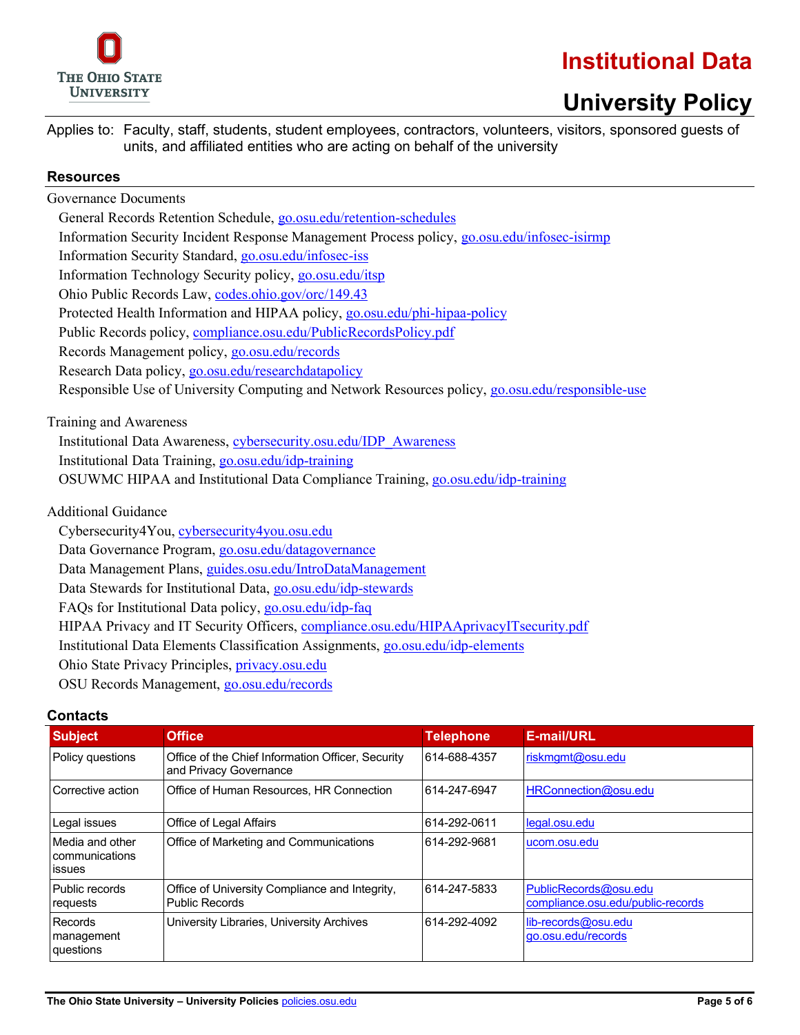# Institutional Data

## University Policy

Applies to: Faculty, staff, students, student employees, contractors, volunteers, visitors, sponsored guests of units, and affiliated entities who are acting on behalf of the university

### Resources

Governance Documents

- General Records Retention Schedule, go.osu.edu/retention-schedules
- Information Security Incident Response Management Process policy, go.osu.edu/infosec-isirmp
- Information Security Standard, go.osu.edu/infosec-iss
- Information Technology Security policy, go.osu.edu/itsp
- Ohio Public Records Law, codes.ohio.gov/orc/149.43
- Protected Health Information and HIPAA policy, go.osu.edu/phi-hipaa-policy
- Public Records policy, compliance.osu.edu/PublicRecordsPolicy.pdf
- Records Management policy, go.osu.edu/records
- Research Data policy, go.osu.edu/researchdatapolicy
- Responsible Use of University Computing and Network Resources policy, go.osu.edu/responsible-use

Training and Awareness

- Institutional Data Awareness, cybersecurity.osu.edu/IDP_Awareness
- Institutional Data Training, go.osu.edu/idp-training
- OSUWMC HIPAA and Institutional Data Compliance Training, go.osu.edu/idp-training

Additional Guidance

- Cybersecurity4You, cybersecurity4you.osu.edu
- Data Governance Program, go.osu.edu/datagovernance
- Data Management Plans, guides.osu.edu/IntroDataManagement
- Data Stewards for Institutional Data, go.osu.edu/idp-stewards
- FAQs for Institutional Data policy, go.osu.edu/idp-faq
- HIPAA Privacy and IT Security Officers, compliance.osu.edu/HIPAAprivacyITsecurity.pdf
- Institutional Data Elements Classification Assignments, go.osu.edu/idp-elements
- Ohio State Privacy Principles, privacy.osu.edu
- OSU Records Management, go.osu.edu/records

### Contacts

| Subject | Office | Telephone | E-mail/URL |
|---|---|---|---|
| Policy questions | Office of the Chief Information Officer, Security and Privacy Governance | 614-688-4357 | riskmgmt@osu.edu |
| Corrective action | Office of Human Resources, HR Connection | 614-247-6947 | HRConnection@osu.edu |
| Legal issues | Office of Legal Affairs | 614-292-0611 | legal.osu.edu |
| Media and other communications issues | Office of Marketing and Communications | 614-292-9681 | ucom.osu.edu |
| Public records requests | Office of University Compliance and Integrity, Public Records | 614-247-5833 | PublicRecords@osu.edu compliance.osu.edu/public-records |
| Records management questions | University Libraries, University Archives | 614-292-4092 | lib-records@osu.edu go.osu.edu/records |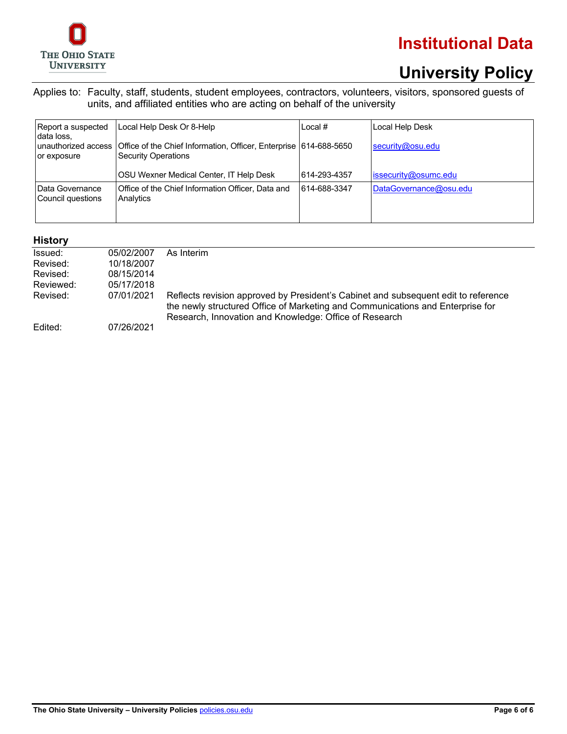Applies to: Faculty, staff, students, student employees, contractors, volunteers, visitors, sponsored guests of units, and affiliated entities who are acting on behalf of the university

| | | | |
|---|---|---|---|
| Report a suspected data loss, unauthorized access or exposure | Local Help Desk Or 8-Help | Local # | Local Help Desk |
| | Office of the Chief Information, Officer, Enterprise Security Operations | 614-688-5650 | security@osu.edu |
| | OSU Wexner Medical Center, IT Help Desk | 614-293-4357 | issecurity@osumc.edu |
| Data Governance Council questions | Office of the Chief Information Officer, Data and Analytics | 614-688-3347 | DataGovernance@osu.edu |

## History

| | | |
|---|---|---|
| Issued: | 05/02/2007 | As Interim |
| Revised: | 10/18/2007 | |
| Revised: | 08/15/2014 | |
| Reviewed: | 05/17/2018 | |
| Revised: | 07/01/2021 | Reflects revision approved by President's Cabinet and subsequent edit to reference the newly structured Office of Marketing and Communications and Enterprise for Research, Innovation and Knowledge: Office of Research |
| Edited: | 07/26/2021 | |